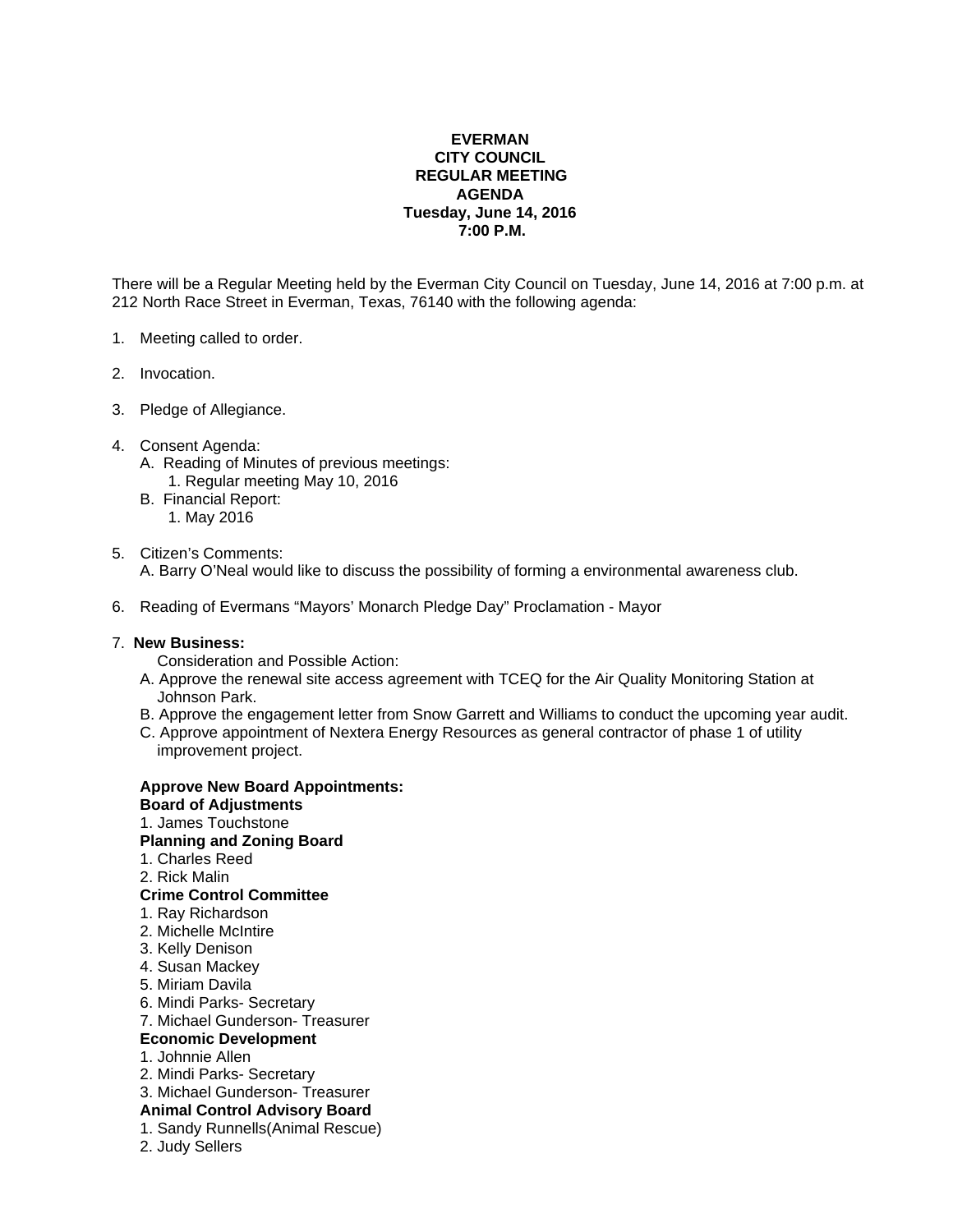**EVERMAN**
**CITY COUNCIL**
**REGULAR MEETING**
**AGENDA**
**Tuesday, June 14, 2016**
**7:00 P.M.**

There will be a Regular Meeting held by the Everman City Council on Tuesday, June 14, 2016 at 7:00 p.m. at 212 North Race Street in Everman, Texas, 76140 with the following agenda:

1. Meeting called to order.

2. Invocation.

3. Pledge of Allegiance.

4. Consent Agenda:
   - A. Reading of Minutes of previous meetings:
     1. Regular meeting May 10, 2016
   - B. Financial Report:
     1. May 2016

5. Citizen's Comments:
   A. Barry O'Neal would like to discuss the possibility of forming a environmental awareness club.

6. Reading of Evermans "Mayors' Monarch Pledge Day" Proclamation - Mayor

7. **New Business:**
   Consideration and Possible Action:
   - A. Approve the renewal site access agreement with TCEQ for the Air Quality Monitoring Station at Johnson Park.
   - B. Approve the engagement letter from Snow Garrett and Williams to conduct the upcoming year audit.
   - C. Approve appointment of Nextera Energy Resources as general contractor of phase 1 of utility improvement project.

   **Approve New Board Appointments:**

   **Board of Adjustments**
   1. James Touchstone

   **Planning and Zoning Board**
   1. Charles Reed
   2. Rick Malin

   **Crime Control Committee**
   1. Ray Richardson
   2. Michelle McIntire
   3. Kelly Denison
   4. Susan Mackey
   5. Miriam Davila
   6. Mindi Parks- Secretary
   7. Michael Gunderson- Treasurer

   **Economic Development**
   1. Johnnie Allen
   2. Mindi Parks- Secretary
   3. Michael Gunderson- Treasurer

   **Animal Control Advisory Board**
   1. Sandy Runnells(Animal Rescue)
   2. Judy Sellers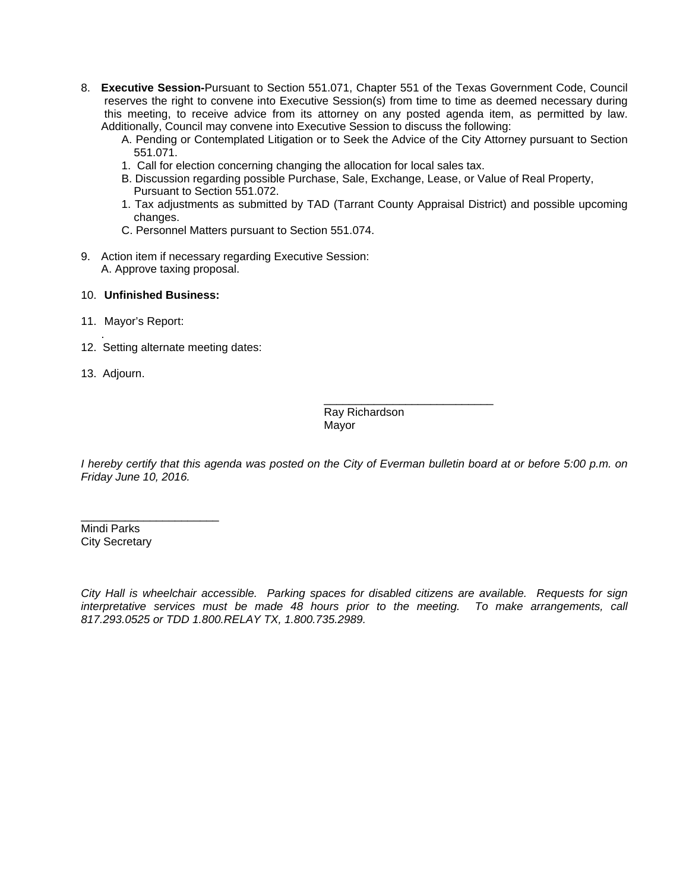8. **Executive Session-**Pursuant to Section 551.071, Chapter 551 of the Texas Government Code, Council reserves the right to convene into Executive Session(s) from time to time as deemed necessary during this meeting, to receive advice from its attorney on any posted agenda item, as permitted by law. Additionally, Council may convene into Executive Session to discuss the following:
   - A. Pending or Contemplated Litigation or to Seek the Advice of the City Attorney pursuant to Section 551.071.
   - 1. Call for election concerning changing the allocation for local sales tax.
   - B. Discussion regarding possible Purchase, Sale, Exchange, Lease, or Value of Real Property, Pursuant to Section 551.072.
   - 1. Tax adjustments as submitted by TAD (Tarrant County Appraisal District) and possible upcoming changes.
   - C. Personnel Matters pursuant to Section 551.074.

9. Action item if necessary regarding Executive Session:
   - A. Approve taxing proposal.

10. **Unfinished Business:**

11. Mayor's Report:
.
12. Setting alternate meeting dates:

13. Adjourn.

\_\_\_\_\_\_\_\_\_\_\_\_\_\_\_\_\_\_\_\_\_\_\_\_\_\_\_\_
Ray Richardson
Mayor

*I hereby certify that this agenda was posted on the City of Everman bulletin board at or before 5:00 p.m. on Friday June 10, 2016.*

\_\_\_\_\_\_\_\_\_\_\_\_\_\_\_\_\_\_\_\_\_\_\_
Mindi Parks
City Secretary

*City Hall is wheelchair accessible. Parking spaces for disabled citizens are available. Requests for sign interpretative services must be made 48 hours prior to the meeting. To make arrangements, call 817.293.0525 or TDD 1.800.RELAY TX, 1.800.735.2989.*